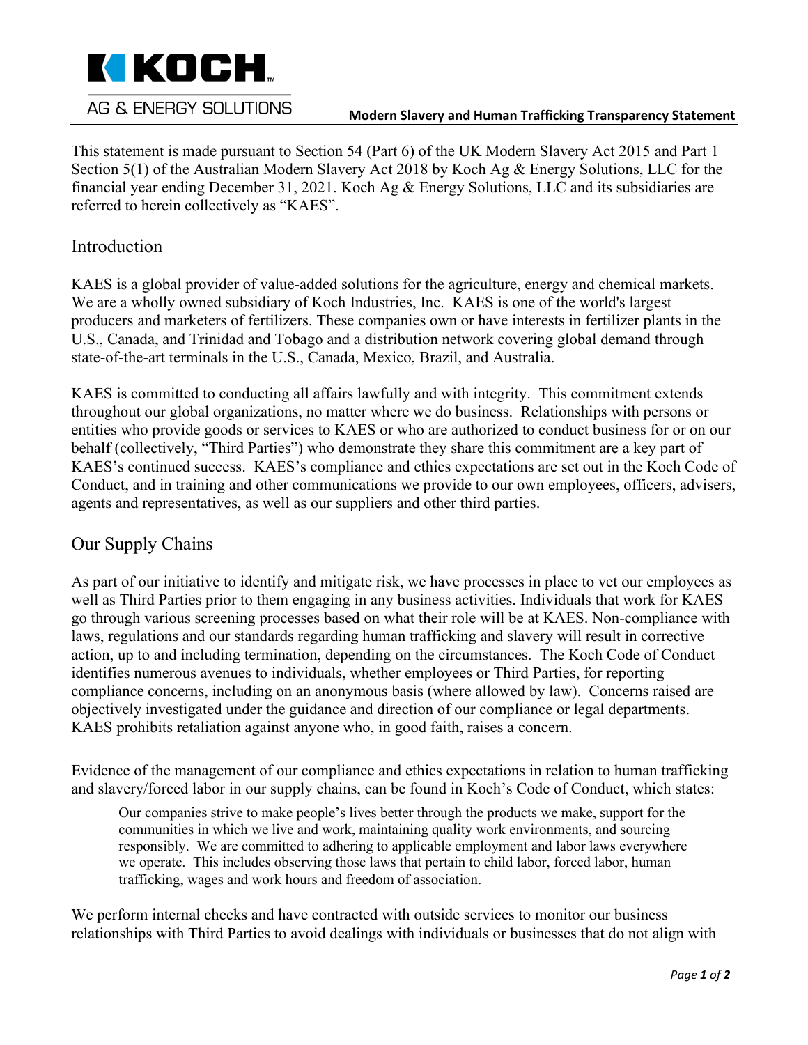**Modern Slavery and Human Trafficking Transparency Statement**

This statement is made pursuant to Section 54 (Part 6) of the UK Modern Slavery Act 2015 and Part 1 Section 5(1) of the Australian Modern Slavery Act 2018 by Koch Ag & Energy Solutions, LLC for the financial year ending December 31, 2021. Koch Ag & Energy Solutions, LLC and its subsidiaries are referred to herein collectively as "KAES".

## Introduction

KAES is a global provider of value-added solutions for the agriculture, energy and chemical markets. We are a wholly owned subsidiary of Koch Industries, Inc. KAES is one of the world's largest producers and marketers of fertilizers. These companies own or have interests in fertilizer plants in the U.S., Canada, and Trinidad and Tobago and a distribution network covering global demand through state-of-the-art terminals in the U.S., Canada, Mexico, Brazil, and Australia.

KAES is committed to conducting all affairs lawfully and with integrity. This commitment extends throughout our global organizations, no matter where we do business. Relationships with persons or entities who provide goods or services to KAES or who are authorized to conduct business for or on our behalf (collectively, "Third Parties") who demonstrate they share this commitment are a key part of KAES's continued success. KAES's compliance and ethics expectations are set out in the Koch Code of Conduct, and in training and other communications we provide to our own employees, officers, advisers, agents and representatives, as well as our suppliers and other third parties.

## Our Supply Chains

As part of our initiative to identify and mitigate risk, we have processes in place to vet our employees as well as Third Parties prior to them engaging in any business activities. Individuals that work for KAES go through various screening processes based on what their role will be at KAES. Non-compliance with laws, regulations and our standards regarding human trafficking and slavery will result in corrective action, up to and including termination, depending on the circumstances. The Koch Code of Conduct identifies numerous avenues to individuals, whether employees or Third Parties, for reporting compliance concerns, including on an anonymous basis (where allowed by law). Concerns raised are objectively investigated under the guidance and direction of our compliance or legal departments. KAES prohibits retaliation against anyone who, in good faith, raises a concern.

Evidence of the management of our compliance and ethics expectations in relation to human trafficking and slavery/forced labor in our supply chains, can be found in Koch's Code of Conduct, which states:

> Our companies strive to make people's lives better through the products we make, support for the communities in which we live and work, maintaining quality work environments, and sourcing responsibly. We are committed to adhering to applicable employment and labor laws everywhere we operate. This includes observing those laws that pertain to child labor, forced labor, human trafficking, wages and work hours and freedom of association.

We perform internal checks and have contracted with outside services to monitor our business relationships with Third Parties to avoid dealings with individuals or businesses that do not align with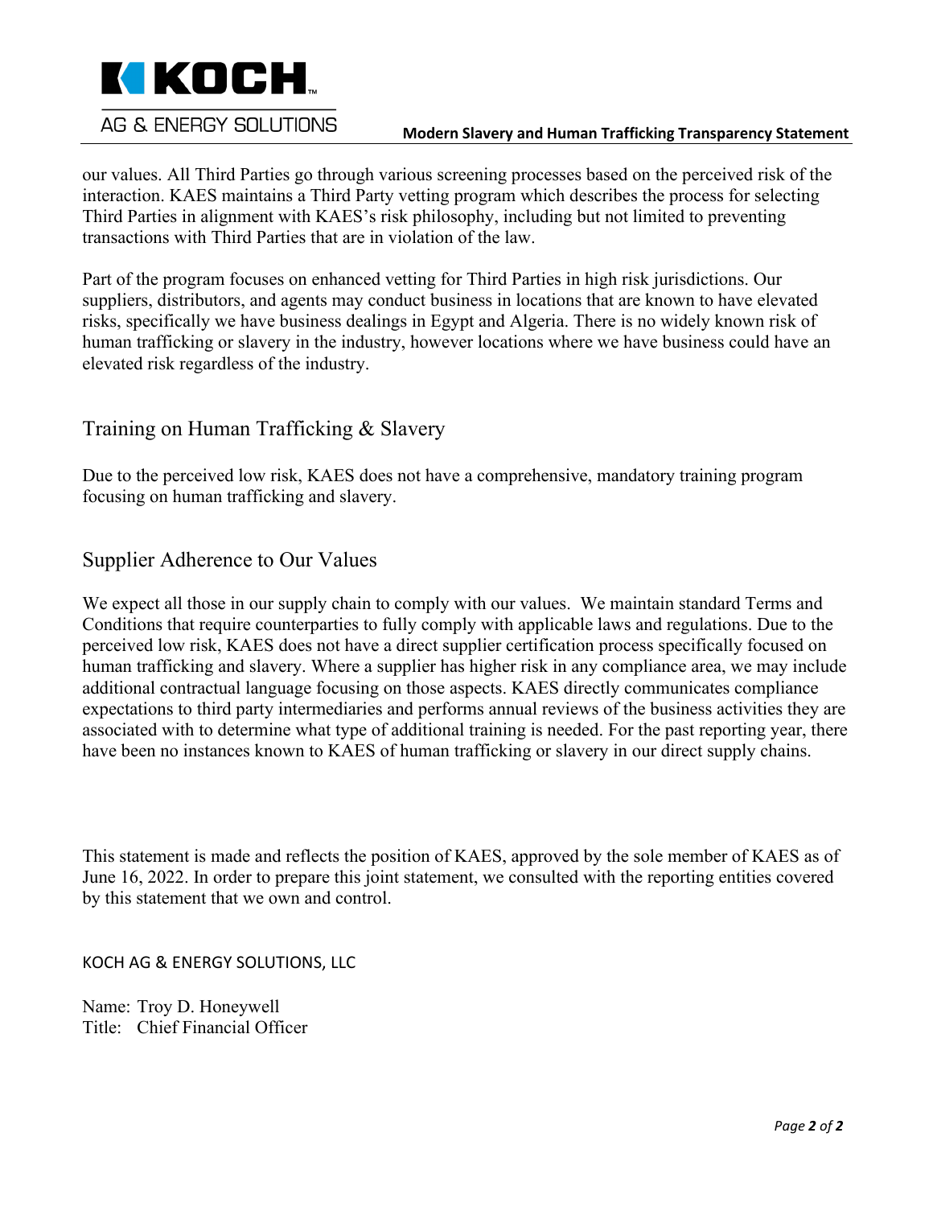our values. All Third Parties go through various screening processes based on the perceived risk of the interaction. KAES maintains a Third Party vetting program which describes the process for selecting Third Parties in alignment with KAES's risk philosophy, including but not limited to preventing transactions with Third Parties that are in violation of the law.

Part of the program focuses on enhanced vetting for Third Parties in high risk jurisdictions. Our suppliers, distributors, and agents may conduct business in locations that are known to have elevated risks, specifically we have business dealings in Egypt and Algeria. There is no widely known risk of human trafficking or slavery in the industry, however locations where we have business could have an elevated risk regardless of the industry.

## Training on Human Trafficking & Slavery

Due to the perceived low risk, KAES does not have a comprehensive, mandatory training program focusing on human trafficking and slavery.

## Supplier Adherence to Our Values

We expect all those in our supply chain to comply with our values. We maintain standard Terms and Conditions that require counterparties to fully comply with applicable laws and regulations. Due to the perceived low risk, KAES does not have a direct supplier certification process specifically focused on human trafficking and slavery. Where a supplier has higher risk in any compliance area, we may include additional contractual language focusing on those aspects. KAES directly communicates compliance expectations to third party intermediaries and performs annual reviews of the business activities they are associated with to determine what type of additional training is needed. For the past reporting year, there have been no instances known to KAES of human trafficking or slavery in our direct supply chains.

This statement is made and reflects the position of KAES, approved by the sole member of KAES as of June 16, 2022. In order to prepare this joint statement, we consulted with the reporting entities covered by this statement that we own and control.

KOCH AG & ENERGY SOLUTIONS, LLC

Name: Troy D. Honeywell
Title: Chief Financial Officer